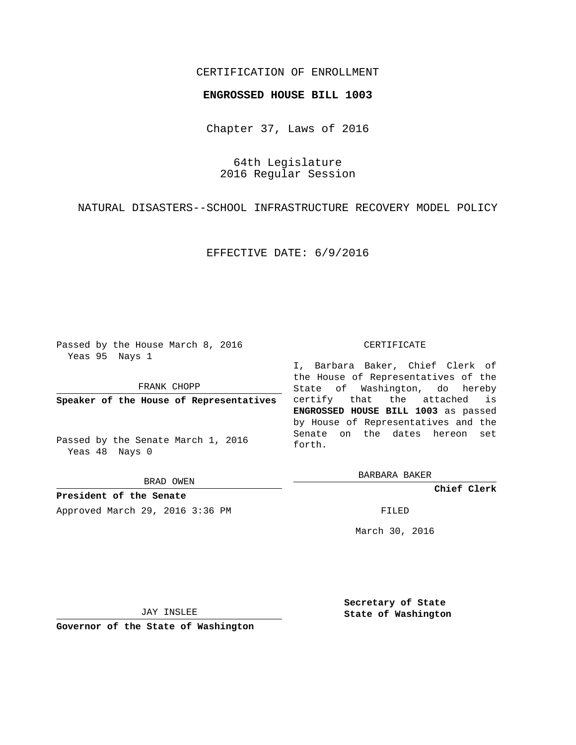CERTIFICATION OF ENROLLMENT

**ENGROSSED HOUSE BILL 1003**

Chapter 37, Laws of 2016

64th Legislature
2016 Regular Session

NATURAL DISASTERS--SCHOOL INFRASTRUCTURE RECOVERY MODEL POLICY

EFFECTIVE DATE: 6/9/2016

Passed by the House March 8, 2016
Yeas 95 Nays 1

FRANK CHOPP

**Speaker of the House of Representatives**

Passed by the Senate March 1, 2016
Yeas 48 Nays 0

BRAD OWEN

**President of the Senate**

Approved March 29, 2016 3:36 PM

JAY INSLEE

**Governor of the State of Washington**

CERTIFICATE

I, Barbara Baker, Chief Clerk of the House of Representatives of the State of Washington, do hereby certify that the attached is **ENGROSSED HOUSE BILL 1003** as passed by House of Representatives and the Senate on the dates hereon set forth.

BARBARA BAKER

**Chief Clerk**

FILED

March 30, 2016

**Secretary of State**
**State of Washington**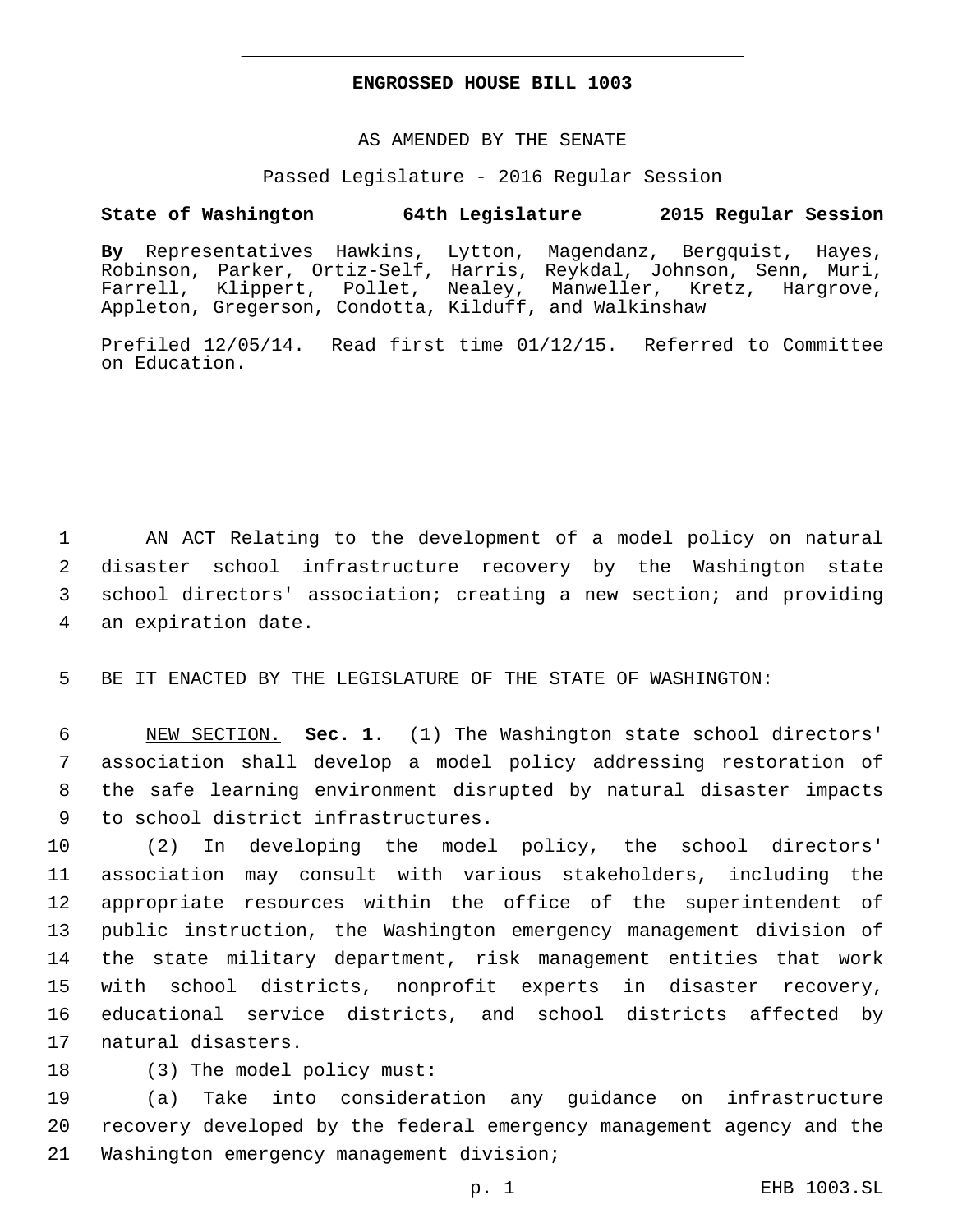**ENGROSSED HOUSE BILL 1003**

AS AMENDED BY THE SENATE

Passed Legislature - 2016 Regular Session

**State of Washington 64th Legislature 2015 Regular Session**

**By** Representatives Hawkins, Lytton, Magendanz, Bergquist, Hayes, Robinson, Parker, Ortiz-Self, Harris, Reykdal, Johnson, Senn, Muri, Farrell, Klippert, Pollet, Nealey, Manweller, Kretz, Hargrove, Appleton, Gregerson, Condotta, Kilduff, and Walkinshaw

Prefiled 12/05/14. Read first time 01/12/15. Referred to Committee on Education.

AN ACT Relating to the development of a model policy on natural disaster school infrastructure recovery by the Washington state school directors' association; creating a new section; and providing an expiration date.

BE IT ENACTED BY THE LEGISLATURE OF THE STATE OF WASHINGTON:

NEW SECTION. **Sec. 1.** (1) The Washington state school directors' association shall develop a model policy addressing restoration of the safe learning environment disrupted by natural disaster impacts to school district infrastructures.

(2) In developing the model policy, the school directors' association may consult with various stakeholders, including the appropriate resources within the office of the superintendent of public instruction, the Washington emergency management division of the state military department, risk management entities that work with school districts, nonprofit experts in disaster recovery, educational service districts, and school districts affected by natural disasters.

(3) The model policy must:

(a) Take into consideration any guidance on infrastructure recovery developed by the federal emergency management agency and the Washington emergency management division;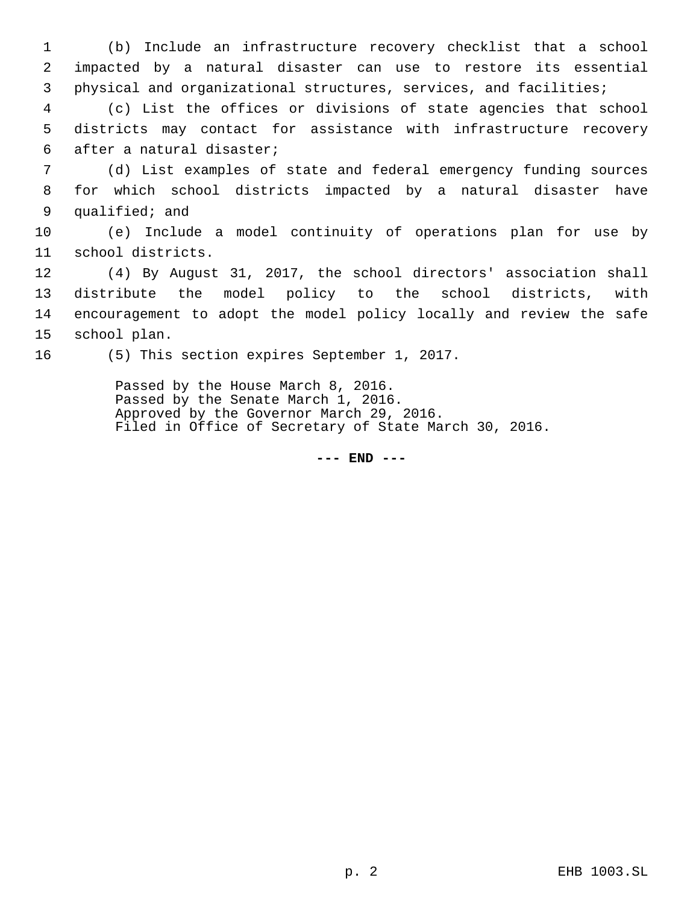(b) Include an infrastructure recovery checklist that a school impacted by a natural disaster can use to restore its essential physical and organizational structures, services, and facilities;

(c) List the offices or divisions of state agencies that school districts may contact for assistance with infrastructure recovery after a natural disaster;

(d) List examples of state and federal emergency funding sources for which school districts impacted by a natural disaster have qualified; and

(e) Include a model continuity of operations plan for use by school districts.

(4) By August 31, 2017, the school directors' association shall distribute the model policy to the school districts, with encouragement to adopt the model policy locally and review the safe school plan.

(5) This section expires September 1, 2017.

Passed by the House March 8, 2016.
Passed by the Senate March 1, 2016.
Approved by the Governor March 29, 2016.
Filed in Office of Secretary of State March 30, 2016.

**--- END ---**